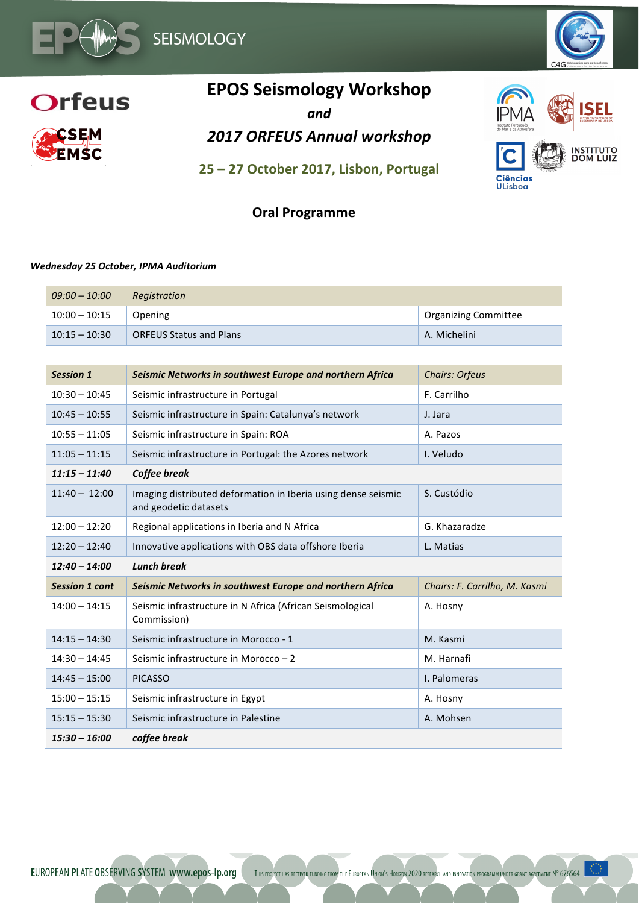# EPOS Seismology Workshop

*and*

## *2017 ORFEUS Annual workshop*

**25 – 27 October 2017, Lisbon, Portugal**

### Oral Programme

***Wednesday 25 October, IPMA Auditorium***

| | | |
|---|---|---|
| *09:00 – 10:00* | *Registration* | |
| 10:00 – 10:15 | Opening | Organizing Committee |
| 10:15 – 10:30 | ORFEUS Status and Plans | A. Michelini |

| | | |
|---|---|---|
| ***Session 1*** | ***Seismic Networks in southwest Europe and northern Africa*** | *Chairs: Orfeus* |
| 10:30 – 10:45 | Seismic infrastructure in Portugal | F. Carrilho |
| 10:45 – 10:55 | Seismic infrastructure in Spain: Catalunya's network | J. Jara |
| 10:55 – 11:05 | Seismic infrastructure in Spain: ROA | A. Pazos |
| 11:05 – 11:15 | Seismic infrastructure in Portugal: the Azores network | I. Veludo |
| ***11:15 – 11:40*** | ***Coffee break*** | |
| 11:40 – 12:00 | Imaging distributed deformation in Iberia using dense seismic and geodetic datasets | S. Custódio |
| 12:00 – 12:20 | Regional applications in Iberia and N Africa | G. Khazaradze |
| 12:20 – 12:40 | Innovative applications with OBS data offshore Iberia | L. Matias |
| ***12:40 – 14:00*** | ***Lunch break*** | |
| ***Session 1 cont*** | ***Seismic Networks in southwest Europe and northern Africa*** | *Chairs: F. Carrilho, M. Kasmi* |
| 14:00 – 14:15 | Seismic infrastructure in N Africa (African Seismological Commission) | A. Hosny |
| 14:15 – 14:30 | Seismic infrastructure in Morocco - 1 | M. Kasmi |
| 14:30 – 14:45 | Seismic infrastructure in Morocco – 2 | M. Harnafi |
| 14:45 – 15:00 | PICASSO | I. Palomeras |
| 15:00 – 15:15 | Seismic infrastructure in Egypt | A. Hosny |
| 15:15 – 15:30 | Seismic infrastructure in Palestine | A. Mohsen |
| ***15:30 – 16:00*** | ***coffee break*** | |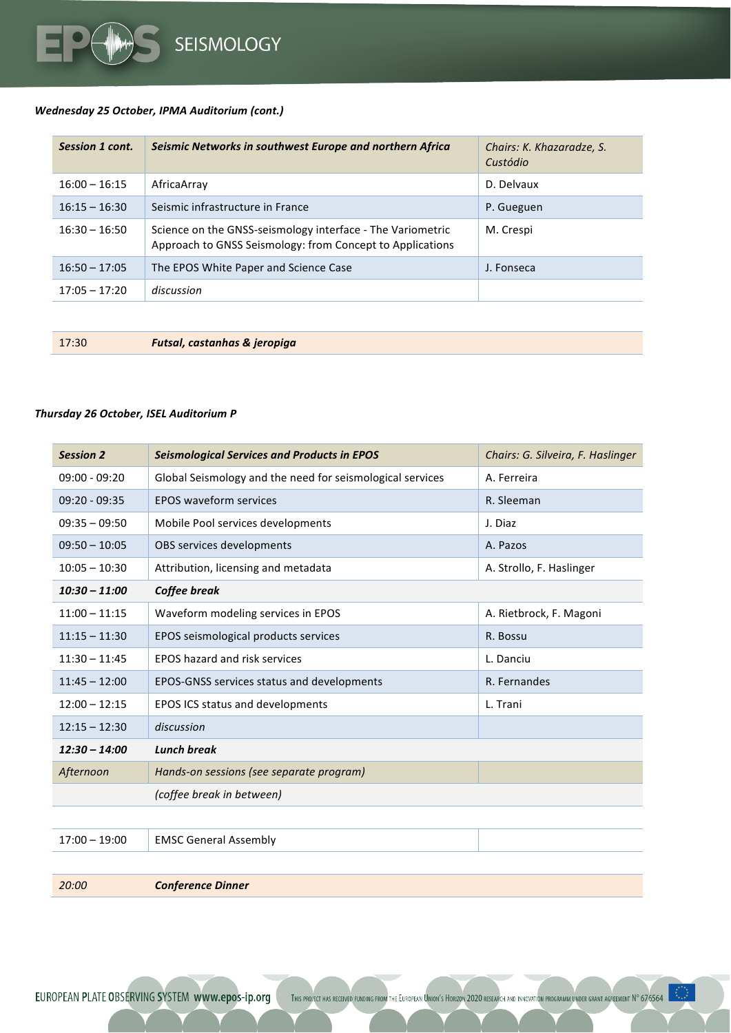*Wednesday 25 October, IPMA Auditorium (cont.)*

| ***Session 1 cont.*** | ***Seismic Networks in southwest Europe and northern Africa*** | *Chairs: K. Khazaradze, S. Custódio* |
|---|---|---|
| 16:00 – 16:15 | AfricaArray | D. Delvaux |
| 16:15 – 16:30 | Seismic infrastructure in France | P. Gueguen |
| 16:30 – 16:50 | Science on the GNSS-seismology interface - The Variometric Approach to GNSS Seismology: from Concept to Applications | M. Crespi |
| 16:50 – 17:05 | The EPOS White Paper and Science Case | J. Fonseca |
| 17:05 – 17:20 | *discussion* | |

| 17:30 | ***Futsal, castanhas & jeropiga*** |
|---|---|

*Thursday 26 October, ISEL Auditorium P*

| ***Session 2*** | ***Seismological Services and Products in EPOS*** | *Chairs: G. Silveira, F. Haslinger* |
|---|---|---|
| 09:00 - 09:20 | Global Seismology and the need for seismological services | A. Ferreira |
| 09:20 - 09:35 | EPOS waveform services | R. Sleeman |
| 09:35 – 09:50 | Mobile Pool services developments | J. Diaz |
| 09:50 – 10:05 | OBS services developments | A. Pazos |
| 10:05 – 10:30 | Attribution, licensing and metadata | A. Strollo, F. Haslinger |
| ***10:30 – 11:00*** | ***Coffee break*** | |
| 11:00 – 11:15 | Waveform modeling services in EPOS | A. Rietbrock, F. Magoni |
| 11:15 – 11:30 | EPOS seismological products services | R. Bossu |
| 11:30 – 11:45 | EPOS hazard and risk services | L. Danciu |
| 11:45 – 12:00 | EPOS-GNSS services status and developments | R. Fernandes |
| 12:00 – 12:15 | EPOS ICS status and developments | L. Trani |
| 12:15 – 12:30 | *discussion* | |
| ***12:30 – 14:00*** | ***Lunch break*** | |
| *Afternoon* | *Hands-on sessions (see separate program)* | |
| | *(coffee break in between)* | |

| 17:00 – 19:00 | EMSC General Assembly | |
|---|---|---|

| *20:00* | ***Conference Dinner*** |
|---|---|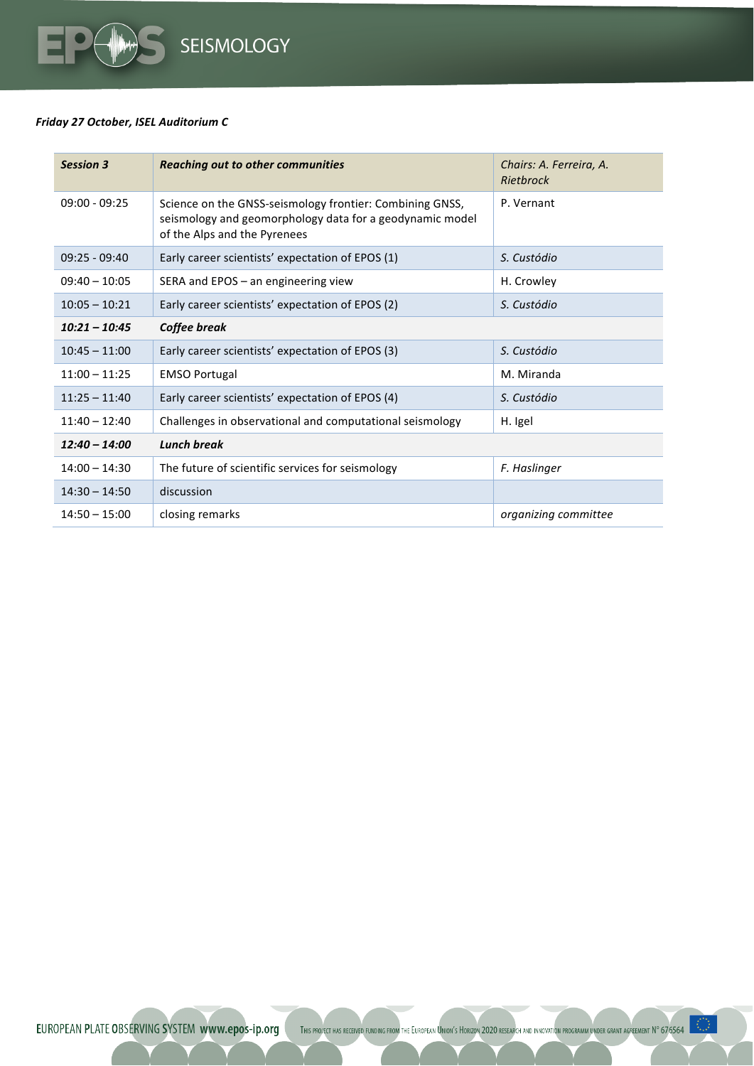***Friday 27 October, ISEL Auditorium C***

| ***Session 3*** | ***Reaching out to other communities*** | *Chairs: A. Ferreira, A. Rietbrock* |
|---|---|---|
| 09:00 - 09:25 | Science on the GNSS-seismology frontier: Combining GNSS, seismology and geomorphology data for a geodynamic model of the Alps and the Pyrenees | P. Vernant |
| 09:25 - 09:40 | Early career scientists' expectation of EPOS (1) | *S. Custódio* |
| 09:40 – 10:05 | SERA and EPOS – an engineering view | H. Crowley |
| 10:05 – 10:21 | Early career scientists' expectation of EPOS (2) | *S. Custódio* |
| ***10:21 – 10:45*** | ***Coffee break*** | |
| 10:45 – 11:00 | Early career scientists' expectation of EPOS (3) | *S. Custódio* |
| 11:00 – 11:25 | EMSO Portugal | M. Miranda |
| 11:25 – 11:40 | Early career scientists' expectation of EPOS (4) | *S. Custódio* |
| 11:40 – 12:40 | Challenges in observational and computational seismology | H. Igel |
| ***12:40 – 14:00*** | ***Lunch break*** | |
| 14:00 – 14:30 | The future of scientific services for seismology | *F. Haslinger* |
| 14:30 – 14:50 | discussion | |
| 14:50 – 15:00 | closing remarks | *organizing committee* |